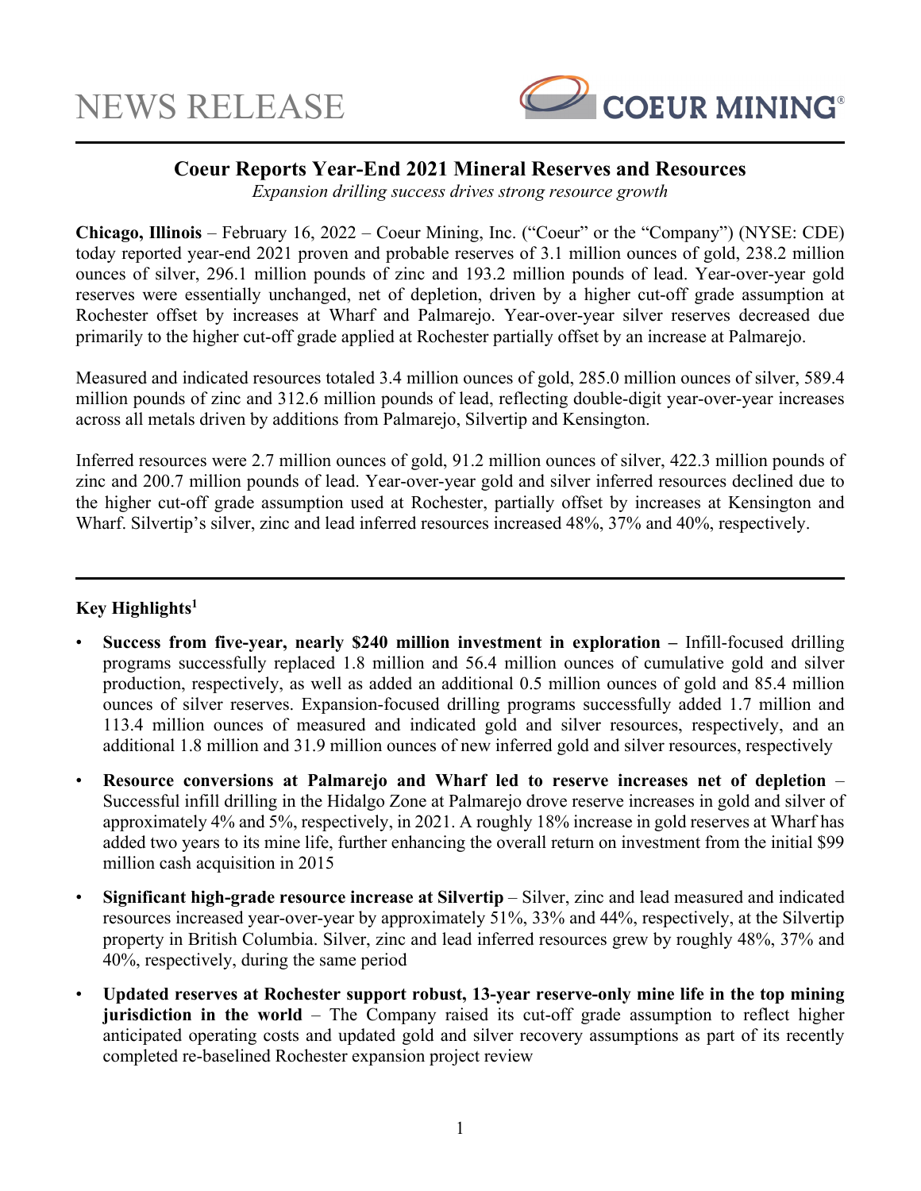# NEWS RELEASE

## Coeur Reports Year-End 2021 Mineral Reserves and Resources

*Expansion drilling success drives strong resource growth*

**Chicago, Illinois** – February 16, 2022 – Coeur Mining, Inc. ("Coeur" or the "Company") (NYSE: CDE) today reported year-end 2021 proven and probable reserves of 3.1 million ounces of gold, 238.2 million ounces of silver, 296.1 million pounds of zinc and 193.2 million pounds of lead. Year-over-year gold reserves were essentially unchanged, net of depletion, driven by a higher cut-off grade assumption at Rochester offset by increases at Wharf and Palmarejo. Year-over-year silver reserves decreased due primarily to the higher cut-off grade applied at Rochester partially offset by an increase at Palmarejo.

Measured and indicated resources totaled 3.4 million ounces of gold, 285.0 million ounces of silver, 589.4 million pounds of zinc and 312.6 million pounds of lead, reflecting double-digit year-over-year increases across all metals driven by additions from Palmarejo, Silvertip and Kensington.

Inferred resources were 2.7 million ounces of gold, 91.2 million ounces of silver, 422.3 million pounds of zinc and 200.7 million pounds of lead. Year-over-year gold and silver inferred resources declined due to the higher cut-off grade assumption used at Rochester, partially offset by increases at Kensington and Wharf. Silvertip's silver, zinc and lead inferred resources increased 48%, 37% and 40%, respectively.

---

### Key Highlights[1]

- **Success from five-year, nearly $240 million investment in exploration –** Infill-focused drilling programs successfully replaced 1.8 million and 56.4 million ounces of cumulative gold and silver production, respectively, as well as added an additional 0.5 million ounces of gold and 85.4 million ounces of silver reserves. Expansion-focused drilling programs successfully added 1.7 million and 113.4 million ounces of measured and indicated gold and silver resources, respectively, and an additional 1.8 million and 31.9 million ounces of new inferred gold and silver resources, respectively
- **Resource conversions at Palmarejo and Wharf led to reserve increases net of depletion** – Successful infill drilling in the Hidalgo Zone at Palmarejo drove reserve increases in gold and silver of approximately 4% and 5%, respectively, in 2021. A roughly 18% increase in gold reserves at Wharf has added two years to its mine life, further enhancing the overall return on investment from the initial $99 million cash acquisition in 2015
- **Significant high-grade resource increase at Silvertip** – Silver, zinc and lead measured and indicated resources increased year-over-year by approximately 51%, 33% and 44%, respectively, at the Silvertip property in British Columbia. Silver, zinc and lead inferred resources grew by roughly 48%, 37% and 40%, respectively, during the same period
- **Updated reserves at Rochester support robust, 13-year reserve-only mine life in the top mining jurisdiction in the world** – The Company raised its cut-off grade assumption to reflect higher anticipated operating costs and updated gold and silver recovery assumptions as part of its recently completed re-baselined Rochester expansion project review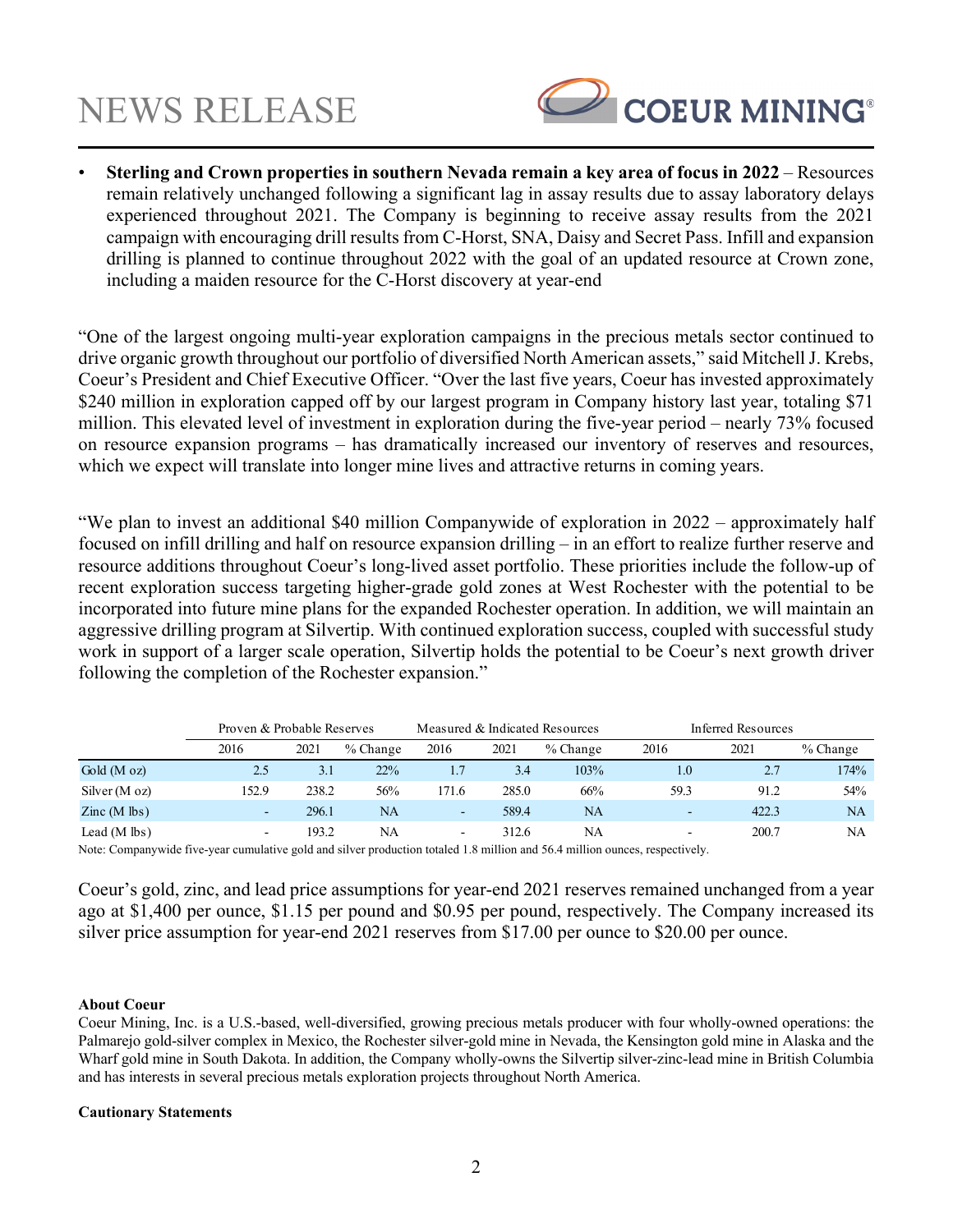- **Sterling and Crown properties in southern Nevada remain a key area of focus in 2022** – Resources remain relatively unchanged following a significant lag in assay results due to assay laboratory delays experienced throughout 2021. The Company is beginning to receive assay results from the 2021 campaign with encouraging drill results from C-Horst, SNA, Daisy and Secret Pass. Infill and expansion drilling is planned to continue throughout 2022 with the goal of an updated resource at Crown zone, including a maiden resource for the C-Horst discovery at year-end

"One of the largest ongoing multi-year exploration campaigns in the precious metals sector continued to drive organic growth throughout our portfolio of diversified North American assets," said Mitchell J. Krebs, Coeur's President and Chief Executive Officer. "Over the last five years, Coeur has invested approximately $240 million in exploration capped off by our largest program in Company history last year, totaling $71 million. This elevated level of investment in exploration during the five-year period – nearly 73% focused on resource expansion programs – has dramatically increased our inventory of reserves and resources, which we expect will translate into longer mine lives and attractive returns in coming years.

"We plan to invest an additional $40 million Companywide of exploration in 2022 – approximately half focused on infill drilling and half on resource expansion drilling – in an effort to realize further reserve and resource additions throughout Coeur's long-lived asset portfolio. These priorities include the follow-up of recent exploration success targeting higher-grade gold zones at West Rochester with the potential to be incorporated into future mine plans for the expanded Rochester operation. In addition, we will maintain an aggressive drilling program at Silvertip. With continued exploration success, coupled with successful study work in support of a larger scale operation, Silvertip holds the potential to be Coeur's next growth driver following the completion of the Rochester expansion."

| | Proven & Probable Reserves | | | Measured & Indicated Resources | | | Inferred Resources | | |
|---|---|---|---|---|---|---|---|---|---|
| | 2016 | 2021 | % Change | 2016 | 2021 | % Change | 2016 | 2021 | % Change |
| Gold (M oz) | 2.5 | 3.1 | 22% | 1.7 | 3.4 | 103% | 1.0 | 2.7 | 174% |
| Silver (M oz) | 152.9 | 238.2 | 56% | 171.6 | 285.0 | 66% | 59.3 | 91.2 | 54% |
| Zinc (M lbs) | - | 296.1 | NA | - | 589.4 | NA | - | 422.3 | NA |
| Lead (M lbs) | - | 193.2 | NA | - | 312.6 | NA | - | 200.7 | NA |

Note: Companywide five-year cumulative gold and silver production totaled 1.8 million and 56.4 million ounces, respectively.

Coeur's gold, zinc, and lead price assumptions for year-end 2021 reserves remained unchanged from a year ago at $1,400 per ounce, $1.15 per pound and $0.95 per pound, respectively. The Company increased its silver price assumption for year-end 2021 reserves from $17.00 per ounce to $20.00 per ounce.

**About Coeur**

Coeur Mining, Inc. is a U.S.-based, well-diversified, growing precious metals producer with four wholly-owned operations: the Palmarejo gold-silver complex in Mexico, the Rochester silver-gold mine in Nevada, the Kensington gold mine in Alaska and the Wharf gold mine in South Dakota. In addition, the Company wholly-owns the Silvertip silver-zinc-lead mine in British Columbia and has interests in several precious metals exploration projects throughout North America.

**Cautionary Statements**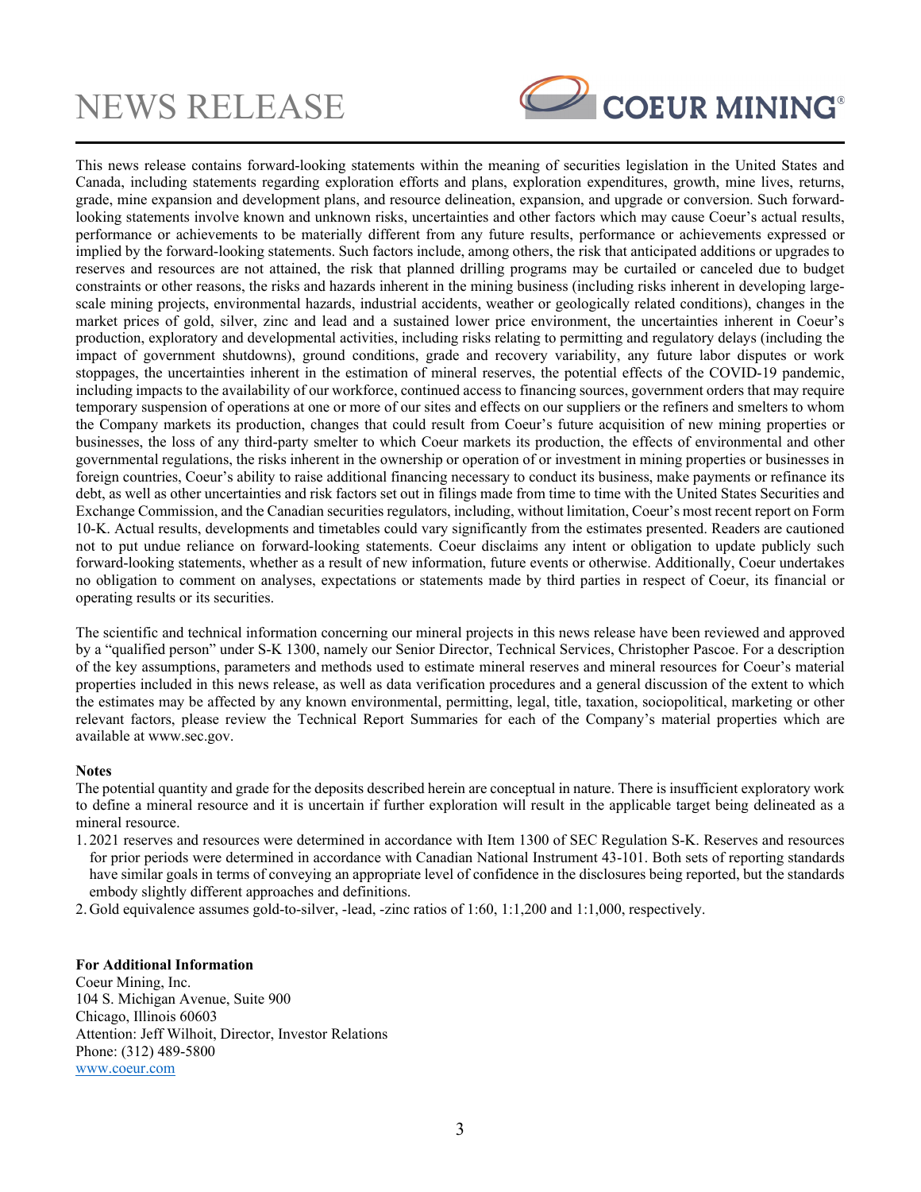This news release contains forward-looking statements within the meaning of securities legislation in the United States and Canada, including statements regarding exploration efforts and plans, exploration expenditures, growth, mine lives, returns, grade, mine expansion and development plans, and resource delineation, expansion, and upgrade or conversion. Such forward-looking statements involve known and unknown risks, uncertainties and other factors which may cause Coeur's actual results, performance or achievements to be materially different from any future results, performance or achievements expressed or implied by the forward-looking statements. Such factors include, among others, the risk that anticipated additions or upgrades to reserves and resources are not attained, the risk that planned drilling programs may be curtailed or canceled due to budget constraints or other reasons, the risks and hazards inherent in the mining business (including risks inherent in developing large-scale mining projects, environmental hazards, industrial accidents, weather or geologically related conditions), changes in the market prices of gold, silver, zinc and lead and a sustained lower price environment, the uncertainties inherent in Coeur's production, exploratory and developmental activities, including risks relating to permitting and regulatory delays (including the impact of government shutdowns), ground conditions, grade and recovery variability, any future labor disputes or work stoppages, the uncertainties inherent in the estimation of mineral reserves, the potential effects of the COVID-19 pandemic, including impacts to the availability of our workforce, continued access to financing sources, government orders that may require temporary suspension of operations at one or more of our sites and effects on our suppliers or the refiners and smelters to whom the Company markets its production, changes that could result from Coeur's future acquisition of new mining properties or businesses, the loss of any third-party smelter to which Coeur markets its production, the effects of environmental and other governmental regulations, the risks inherent in the ownership or operation of or investment in mining properties or businesses in foreign countries, Coeur's ability to raise additional financing necessary to conduct its business, make payments or refinance its debt, as well as other uncertainties and risk factors set out in filings made from time to time with the United States Securities and Exchange Commission, and the Canadian securities regulators, including, without limitation, Coeur's most recent report on Form 10-K. Actual results, developments and timetables could vary significantly from the estimates presented. Readers are cautioned not to put undue reliance on forward-looking statements. Coeur disclaims any intent or obligation to update publicly such forward-looking statements, whether as a result of new information, future events or otherwise. Additionally, Coeur undertakes no obligation to comment on analyses, expectations or statements made by third parties in respect of Coeur, its financial or operating results or its securities.

The scientific and technical information concerning our mineral projects in this news release have been reviewed and approved by a "qualified person" under S-K 1300, namely our Senior Director, Technical Services, Christopher Pascoe. For a description of the key assumptions, parameters and methods used to estimate mineral reserves and mineral resources for Coeur's material properties included in this news release, as well as data verification procedures and a general discussion of the extent to which the estimates may be affected by any known environmental, permitting, legal, title, taxation, sociopolitical, marketing or other relevant factors, please review the Technical Report Summaries for each of the Company's material properties which are available at www.sec.gov.

**Notes**

The potential quantity and grade for the deposits described herein are conceptual in nature. There is insufficient exploratory work to define a mineral resource and it is uncertain if further exploration will result in the applicable target being delineated as a mineral resource.

1. 2021 reserves and resources were determined in accordance with Item 1300 of SEC Regulation S-K. Reserves and resources for prior periods were determined in accordance with Canadian National Instrument 43-101. Both sets of reporting standards have similar goals in terms of conveying an appropriate level of confidence in the disclosures being reported, but the standards embody slightly different approaches and definitions.
2. Gold equivalence assumes gold-to-silver, -lead, -zinc ratios of 1:60, 1:1,200 and 1:1,000, respectively.

**For Additional Information**
Coeur Mining, Inc.
104 S. Michigan Avenue, Suite 900
Chicago, Illinois 60603
Attention: Jeff Wilhoit, Director, Investor Relations
Phone: (312) 489-5800
www.coeur.com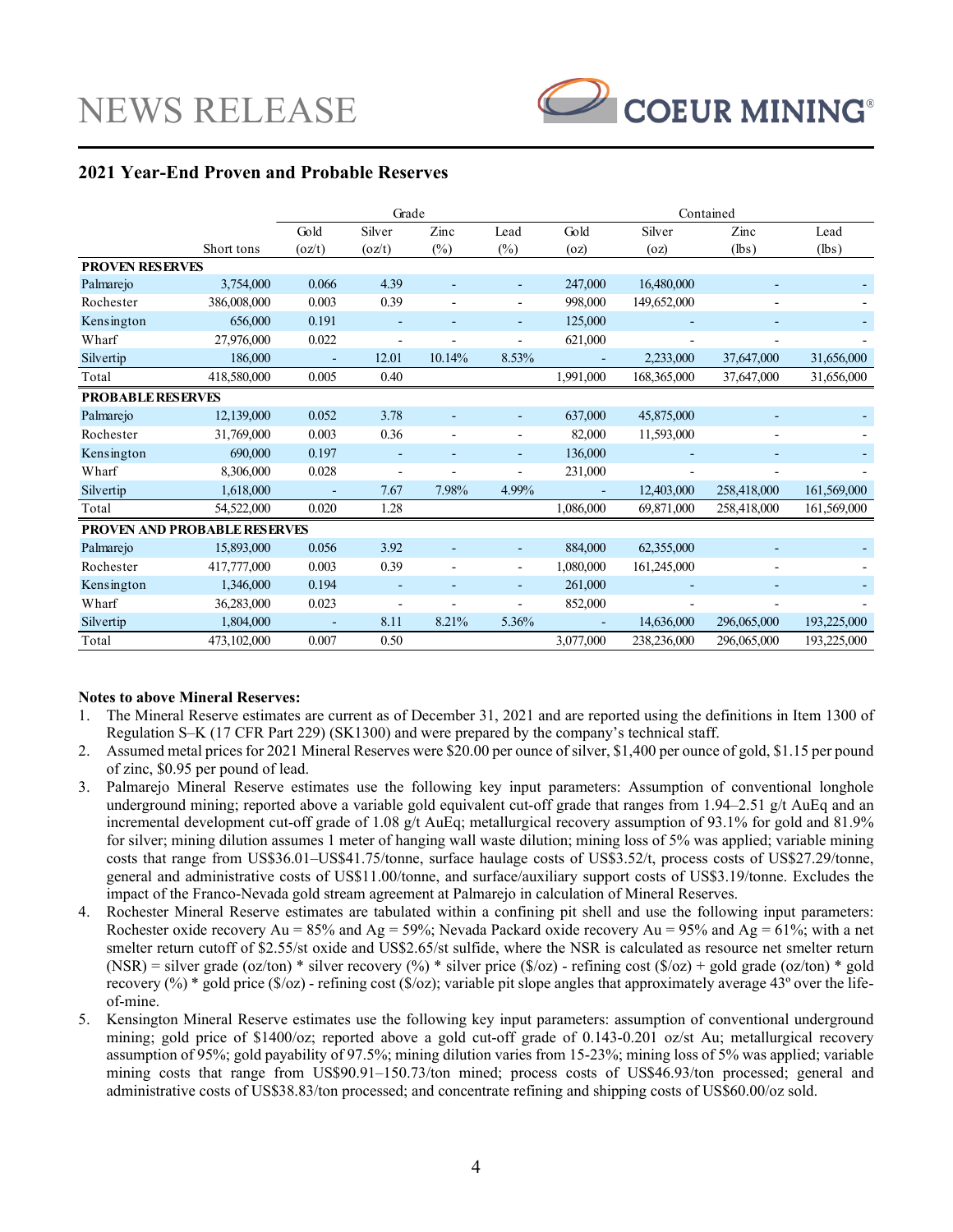## 2021 Year-End Proven and Probable Reserves

| | | Grade | | | | Contained | | | |
|---|---|---|---|---|---|---|---|---|---|
| | Short tons | Gold (oz/t) | Silver (oz/t) | Zinc (%) | Lead (%) | Gold (oz) | Silver (oz) | Zinc (lbs) | Lead (lbs) |
| **PROVEN RESERVES** | | | | | | | | | |
| Palmarejo | 3,754,000 | 0.066 | 4.39 | - | - | 247,000 | 16,480,000 | - | - |
| Rochester | 386,008,000 | 0.003 | 0.39 | - | - | 998,000 | 149,652,000 | - | - |
| Kensington | 656,000 | 0.191 | - | - | - | 125,000 | - | - | - |
| Wharf | 27,976,000 | 0.022 | - | - | - | 621,000 | - | - | - |
| Silvertip | 186,000 | - | 12.01 | 10.14% | 8.53% | - | 2,233,000 | 37,647,000 | 31,656,000 |
| Total | 418,580,000 | 0.005 | 0.40 | | | 1,991,000 | 168,365,000 | 37,647,000 | 31,656,000 |
| **PROBABLE RESERVES** | | | | | | | | | |
| Palmarejo | 12,139,000 | 0.052 | 3.78 | - | - | 637,000 | 45,875,000 | - | - |
| Rochester | 31,769,000 | 0.003 | 0.36 | - | - | 82,000 | 11,593,000 | - | - |
| Kensington | 690,000 | 0.197 | - | - | - | 136,000 | - | - | - |
| Wharf | 8,306,000 | 0.028 | - | - | - | 231,000 | - | - | - |
| Silvertip | 1,618,000 | - | 7.67 | 7.98% | 4.99% | - | 12,403,000 | 258,418,000 | 161,569,000 |
| Total | 54,522,000 | 0.020 | 1.28 | | | 1,086,000 | 69,871,000 | 258,418,000 | 161,569,000 |
| **PROVEN AND PROBABLE RESERVES** | | | | | | | | | |
| Palmarejo | 15,893,000 | 0.056 | 3.92 | - | - | 884,000 | 62,355,000 | - | - |
| Rochester | 417,777,000 | 0.003 | 0.39 | - | - | 1,080,000 | 161,245,000 | - | - |
| Kensington | 1,346,000 | 0.194 | - | - | - | 261,000 | - | - | - |
| Wharf | 36,283,000 | 0.023 | - | - | - | 852,000 | - | - | - |
| Silvertip | 1,804,000 | - | 8.11 | 8.21% | 5.36% | - | 14,636,000 | 296,065,000 | 193,225,000 |
| Total | 473,102,000 | 0.007 | 0.50 | | | 3,077,000 | 238,236,000 | 296,065,000 | 193,225,000 |

**Notes to above Mineral Reserves:**

1. The Mineral Reserve estimates are current as of December 31, 2021 and are reported using the definitions in Item 1300 of Regulation S–K (17 CFR Part 229) (SK1300) and were prepared by the company's technical staff.
2. Assumed metal prices for 2021 Mineral Reserves were $20.00 per ounce of silver, $1,400 per ounce of gold, $1.15 per pound of zinc, $0.95 per pound of lead.
3. Palmarejo Mineral Reserve estimates use the following key input parameters: Assumption of conventional longhole underground mining; reported above a variable gold equivalent cut-off grade that ranges from 1.94–2.51 g/t AuEq and an incremental development cut-off grade of 1.08 g/t AuEq; metallurgical recovery assumption of 93.1% for gold and 81.9% for silver; mining dilution assumes 1 meter of hanging wall waste dilution; mining loss of 5% was applied; variable mining costs that range from US$36.01–US$41.75/tonne, surface haulage costs of US$3.52/t, process costs of US$27.29/tonne, general and administrative costs of US$11.00/tonne, and surface/auxiliary support costs of US$3.19/tonne. Excludes the impact of the Franco-Nevada gold stream agreement at Palmarejo in calculation of Mineral Reserves.
4. Rochester Mineral Reserve estimates are tabulated within a confining pit shell and use the following input parameters: Rochester oxide recovery Au = 85% and Ag = 59%; Nevada Packard oxide recovery Au = 95% and Ag = 61%; with a net smelter return cutoff of $2.55/st oxide and US$2.65/st sulfide, where the NSR is calculated as resource net smelter return (NSR) = silver grade (oz/ton) * silver recovery (%) * silver price ($/oz) - refining cost ($/oz) + gold grade (oz/ton) * gold recovery (%) * gold price ($/oz) - refining cost ($/oz); variable pit slope angles that approximately average 43º over the life-of-mine.
5. Kensington Mineral Reserve estimates use the following key input parameters: assumption of conventional underground mining; gold price of $1400/oz; reported above a gold cut-off grade of 0.143-0.201 oz/st Au; metallurgical recovery assumption of 95%; gold payability of 97.5%; mining dilution varies from 15-23%; mining loss of 5% was applied; variable mining costs that range from US$90.91–150.73/ton mined; process costs of US$46.93/ton processed; general and administrative costs of US$38.83/ton processed; and concentrate refining and shipping costs of US$60.00/oz sold.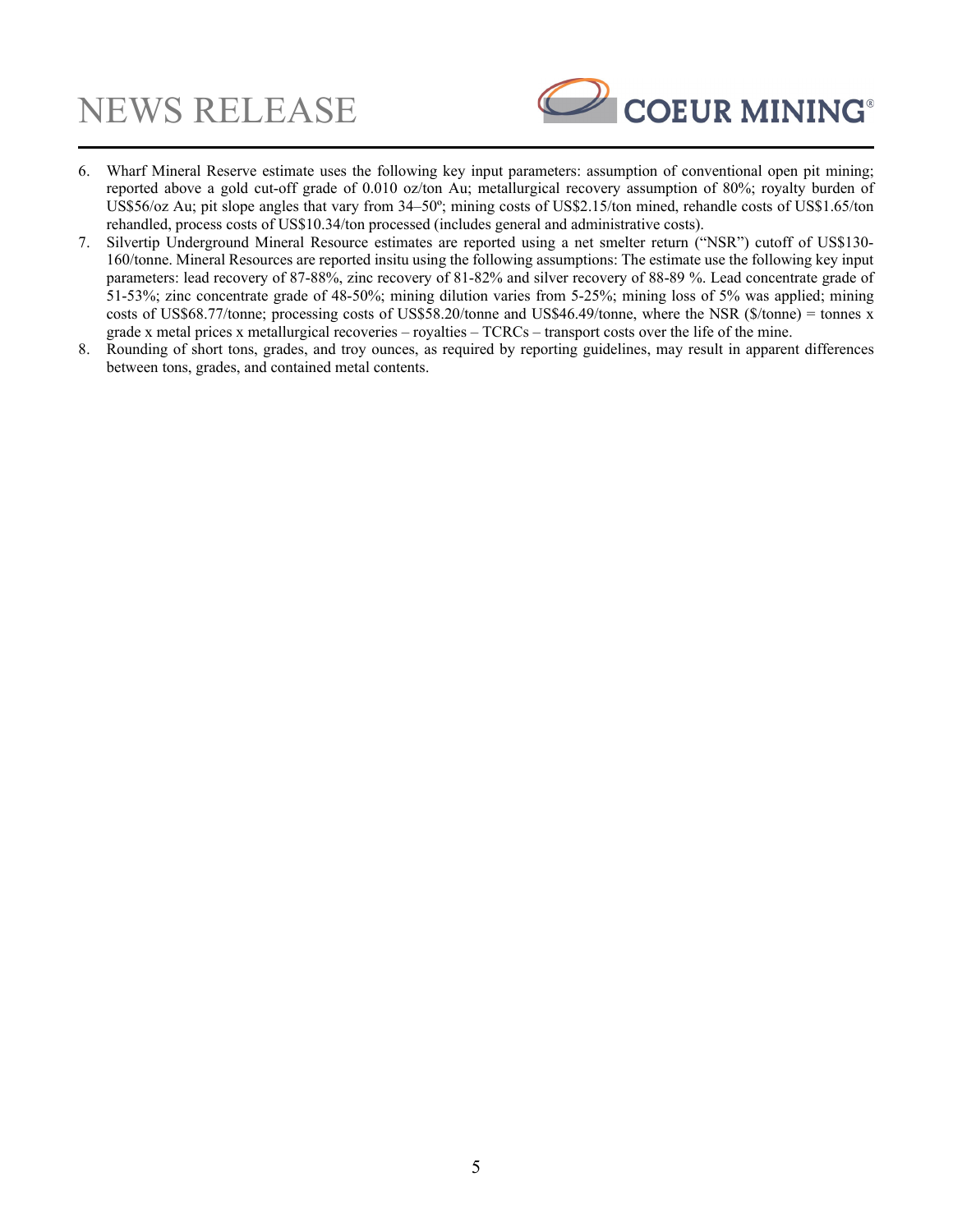6. Wharf Mineral Reserve estimate uses the following key input parameters: assumption of conventional open pit mining; reported above a gold cut-off grade of 0.010 oz/ton Au; metallurgical recovery assumption of 80%; royalty burden of US$56/oz Au; pit slope angles that vary from 34–50º; mining costs of US$2.15/ton mined, rehandle costs of US$1.65/ton rehandled, process costs of US$10.34/ton processed (includes general and administrative costs).
7. Silvertip Underground Mineral Resource estimates are reported using a net smelter return ("NSR") cutoff of US$130-160/tonne. Mineral Resources are reported insitu using the following assumptions: The estimate use the following key input parameters: lead recovery of 87-88%, zinc recovery of 81-82% and silver recovery of 88-89 %. Lead concentrate grade of 51-53%; zinc concentrate grade of 48-50%; mining dilution varies from 5-25%; mining loss of 5% was applied; mining costs of US$68.77/tonne; processing costs of US$58.20/tonne and US$46.49/tonne, where the NSR ($/tonne) = tonnes x grade x metal prices x metallurgical recoveries – royalties – TCRCs – transport costs over the life of the mine.
8. Rounding of short tons, grades, and troy ounces, as required by reporting guidelines, may result in apparent differences between tons, grades, and contained metal contents.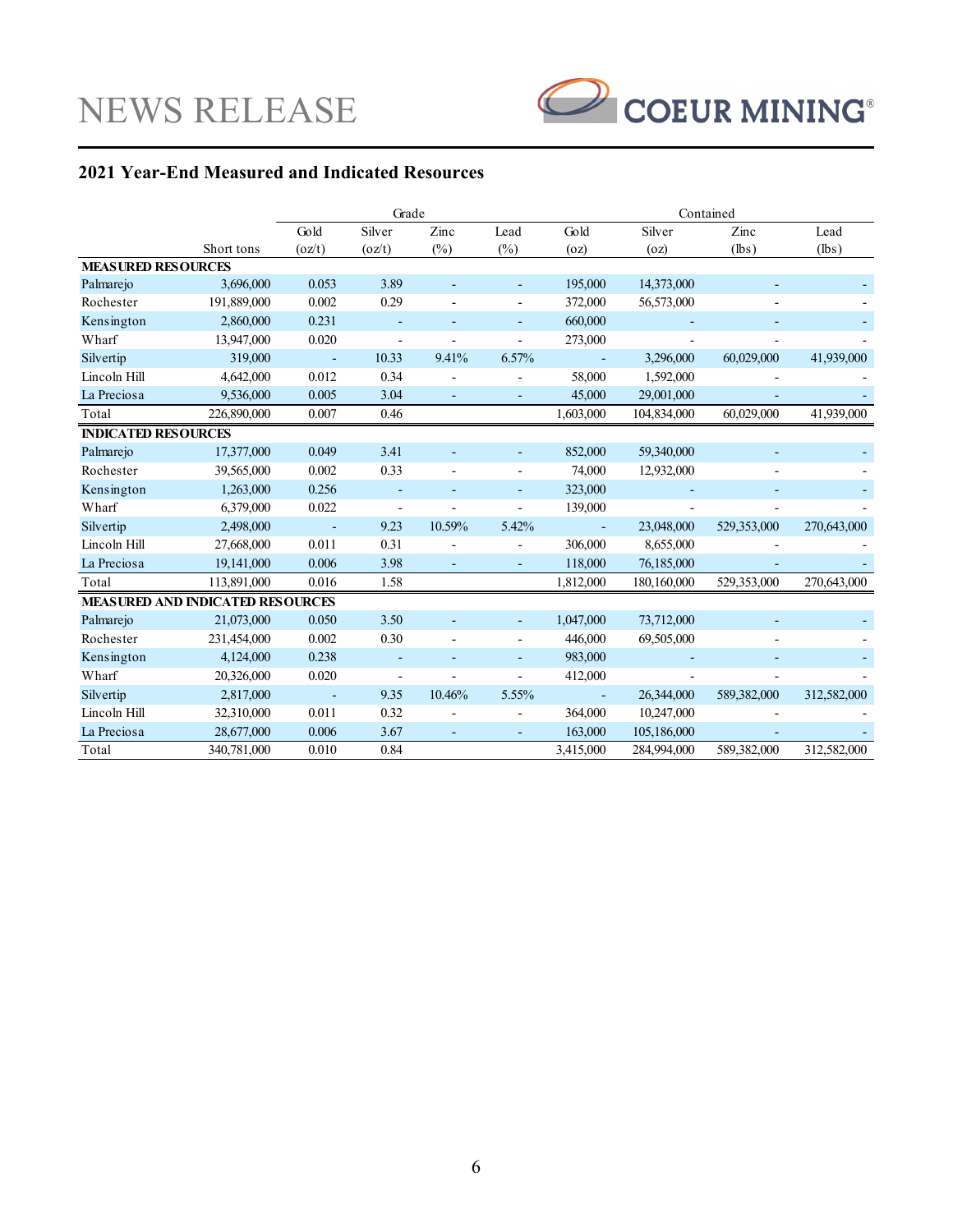NEWS RELEASE

COEUR MINING®

## 2021 Year-End Measured and Indicated Resources

| | | Grade | | | | Contained | | | |
|---|---|---|---|---|---|---|---|---|---|
| | Short tons | Gold (oz/t) | Silver (oz/t) | Zinc (%) | Lead (%) | Gold (oz) | Silver (oz) | Zinc (lbs) | Lead (lbs) |
| **MEASURED RESOURCES** | | | | | | | | | |
| Palmarejo | 3,696,000 | 0.053 | 3.89 | - | - | 195,000 | 14,373,000 | - | - |
| Rochester | 191,889,000 | 0.002 | 0.29 | - | - | 372,000 | 56,573,000 | - | - |
| Kensington | 2,860,000 | 0.231 | - | - | - | 660,000 | - | - | - |
| Wharf | 13,947,000 | 0.020 | - | - | - | 273,000 | - | - | - |
| Silvertip | 319,000 | - | 10.33 | 9.41% | 6.57% | - | 3,296,000 | 60,029,000 | 41,939,000 |
| Lincoln Hill | 4,642,000 | 0.012 | 0.34 | - | - | 58,000 | 1,592,000 | - | - |
| La Preciosa | 9,536,000 | 0.005 | 3.04 | - | - | 45,000 | 29,001,000 | - | - |
| Total | 226,890,000 | 0.007 | 0.46 | | | 1,603,000 | 104,834,000 | 60,029,000 | 41,939,000 |
| **INDICATED RESOURCES** | | | | | | | | | |
| Palmarejo | 17,377,000 | 0.049 | 3.41 | - | - | 852,000 | 59,340,000 | - | - |
| Rochester | 39,565,000 | 0.002 | 0.33 | - | - | 74,000 | 12,932,000 | - | - |
| Kensington | 1,263,000 | 0.256 | - | - | - | 323,000 | - | - | - |
| Wharf | 6,379,000 | 0.022 | - | - | - | 139,000 | - | - | - |
| Silvertip | 2,498,000 | - | 9.23 | 10.59% | 5.42% | - | 23,048,000 | 529,353,000 | 270,643,000 |
| Lincoln Hill | 27,668,000 | 0.011 | 0.31 | - | - | 306,000 | 8,655,000 | - | - |
| La Preciosa | 19,141,000 | 0.006 | 3.98 | - | - | 118,000 | 76,185,000 | - | - |
| Total | 113,891,000 | 0.016 | 1.58 | | | 1,812,000 | 180,160,000 | 529,353,000 | 270,643,000 |
| **MEASURED AND INDICATED RESOURCES** | | | | | | | | | |
| Palmarejo | 21,073,000 | 0.050 | 3.50 | - | - | 1,047,000 | 73,712,000 | - | - |
| Rochester | 231,454,000 | 0.002 | 0.30 | - | - | 446,000 | 69,505,000 | - | - |
| Kensington | 4,124,000 | 0.238 | - | - | - | 983,000 | - | - | - |
| Wharf | 20,326,000 | 0.020 | - | - | - | 412,000 | - | - | - |
| Silvertip | 2,817,000 | - | 9.35 | 10.46% | 5.55% | - | 26,344,000 | 589,382,000 | 312,582,000 |
| Lincoln Hill | 32,310,000 | 0.011 | 0.32 | - | - | 364,000 | 10,247,000 | - | - |
| La Preciosa | 28,677,000 | 0.006 | 3.67 | - | - | 163,000 | 105,186,000 | - | - |
| Total | 340,781,000 | 0.010 | 0.84 | | | 3,415,000 | 284,994,000 | 589,382,000 | 312,582,000 |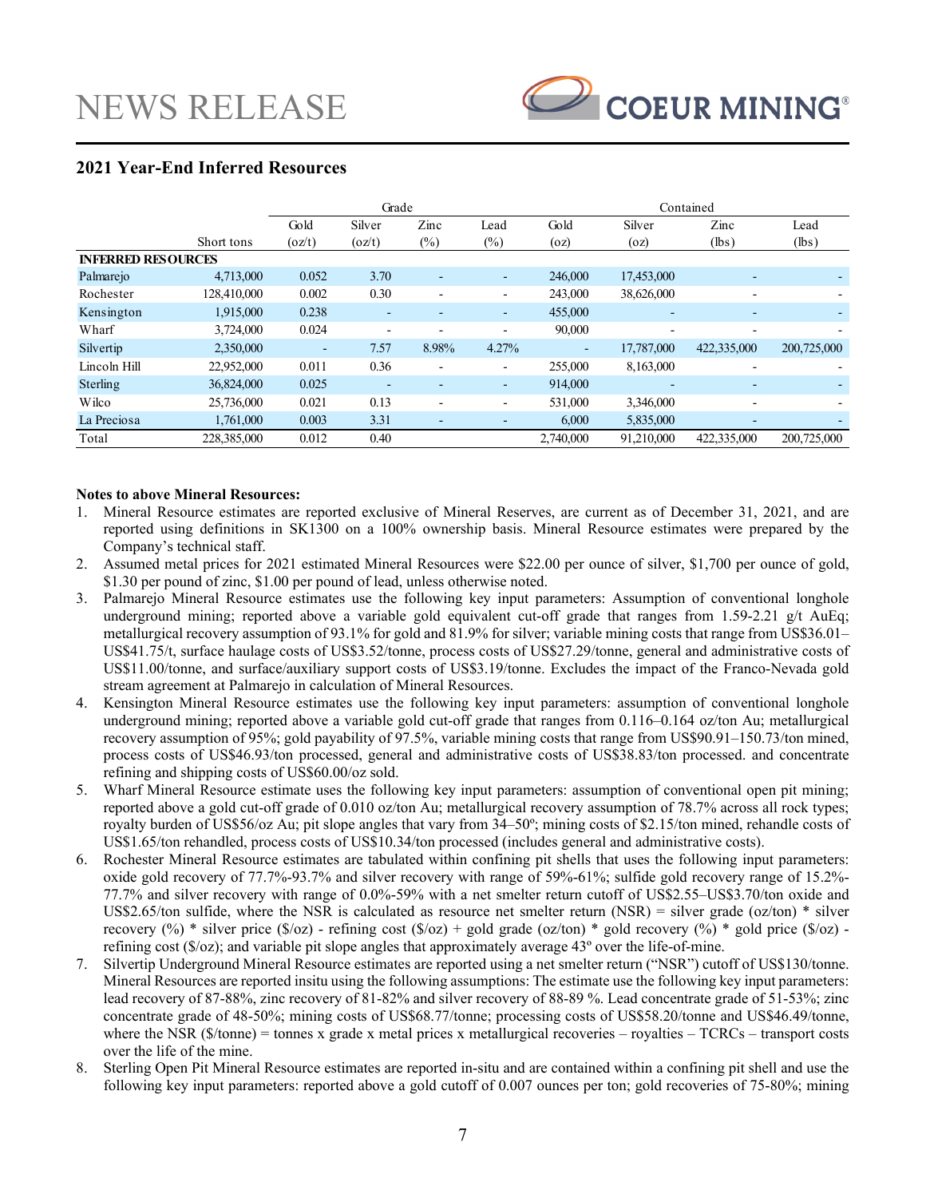## 2021 Year-End Inferred Resources

| | | Grade | | | | Contained | | | |
|---|---|---|---|---|---|---|---|---|---|
| | Short tons | Gold (oz/t) | Silver (oz/t) | Zinc (%) | Lead (%) | Gold (oz) | Silver (oz) | Zinc (lbs) | Lead (lbs) |
| **INFERRED RESOURCES** | | | | | | | | | |
| Palmarejo | 4,713,000 | 0.052 | 3.70 | - | - | 246,000 | 17,453,000 | - | - |
| Rochester | 128,410,000 | 0.002 | 0.30 | - | - | 243,000 | 38,626,000 | - | - |
| Kensington | 1,915,000 | 0.238 | - | - | - | 455,000 | - | - | - |
| Wharf | 3,724,000 | 0.024 | - | - | - | 90,000 | - | - | - |
| Silvertip | 2,350,000 | - | 7.57 | 8.98% | 4.27% | - | 17,787,000 | 422,335,000 | 200,725,000 |
| Lincoln Hill | 22,952,000 | 0.011 | 0.36 | - | - | 255,000 | 8,163,000 | - | - |
| Sterling | 36,824,000 | 0.025 | - | - | - | 914,000 | - | - | - |
| Wilco | 25,736,000 | 0.021 | 0.13 | - | - | 531,000 | 3,346,000 | - | - |
| La Preciosa | 1,761,000 | 0.003 | 3.31 | - | - | 6,000 | 5,835,000 | - | - |
| Total | 228,385,000 | 0.012 | 0.40 | | | 2,740,000 | 91,210,000 | 422,335,000 | 200,725,000 |

**Notes to above Mineral Resources:**

1. Mineral Resource estimates are reported exclusive of Mineral Reserves, are current as of December 31, 2021, and are reported using definitions in SK1300 on a 100% ownership basis. Mineral Resource estimates were prepared by the Company's technical staff.
2. Assumed metal prices for 2021 estimated Mineral Resources were $22.00 per ounce of silver, $1,700 per ounce of gold, $1.30 per pound of zinc, $1.00 per pound of lead, unless otherwise noted.
3. Palmarejo Mineral Resource estimates use the following key input parameters: Assumption of conventional longhole underground mining; reported above a variable gold equivalent cut-off grade that ranges from 1.59-2.21 g/t AuEq; metallurgical recovery assumption of 93.1% for gold and 81.9% for silver; variable mining costs that range from US$36.01–US$41.75/t, surface haulage costs of US$3.52/tonne, process costs of US$27.29/tonne, general and administrative costs of US$11.00/tonne, and surface/auxiliary support costs of US$3.19/tonne. Excludes the impact of the Franco-Nevada gold stream agreement at Palmarejo in calculation of Mineral Resources.
4. Kensington Mineral Resource estimates use the following key input parameters: assumption of conventional longhole underground mining; reported above a variable gold cut-off grade that ranges from 0.116–0.164 oz/ton Au; metallurgical recovery assumption of 95%; gold payability of 97.5%, variable mining costs that range from US$90.91–150.73/ton mined, process costs of US$46.93/ton processed, general and administrative costs of US$38.83/ton processed. and concentrate refining and shipping costs of US$60.00/oz sold.
5. Wharf Mineral Resource estimate uses the following key input parameters: assumption of conventional open pit mining; reported above a gold cut-off grade of 0.010 oz/ton Au; metallurgical recovery assumption of 78.7% across all rock types; royalty burden of US$56/oz Au; pit slope angles that vary from 34–50º; mining costs of $2.15/ton mined, rehandle costs of US$1.65/ton rehandled, process costs of US$10.34/ton processed (includes general and administrative costs).
6. Rochester Mineral Resource estimates are tabulated within confining pit shells that uses the following input parameters: oxide gold recovery of 77.7%-93.7% and silver recovery with range of 59%-61%; sulfide gold recovery range of 15.2%-77.7% and silver recovery with range of 0.0%-59% with a net smelter return cutoff of US$2.55–US$3.70/ton oxide and US$2.65/ton sulfide, where the NSR is calculated as resource net smelter return (NSR) = silver grade (oz/ton) * silver recovery (%) * silver price ($/oz) - refining cost ($/oz) + gold grade (oz/ton) * gold recovery (%) * gold price ($/oz) - refining cost ($/oz); and variable pit slope angles that approximately average 43º over the life-of-mine.
7. Silvertip Underground Mineral Resource estimates are reported using a net smelter return ("NSR") cutoff of US$130/tonne. Mineral Resources are reported insitu using the following assumptions: The estimate use the following key input parameters: lead recovery of 87-88%, zinc recovery of 81-82% and silver recovery of 88-89 %. Lead concentrate grade of 51-53%; zinc concentrate grade of 48-50%; mining costs of US$68.77/tonne; processing costs of US$58.20/tonne and US$46.49/tonne, where the NSR ($/tonne) = tonnes x grade x metal prices x metallurgical recoveries – royalties – TCRCs – transport costs over the life of the mine.
8. Sterling Open Pit Mineral Resource estimates are reported in-situ and are contained within a confining pit shell and use the following key input parameters: reported above a gold cutoff of 0.007 ounces per ton; gold recoveries of 75-80%; mining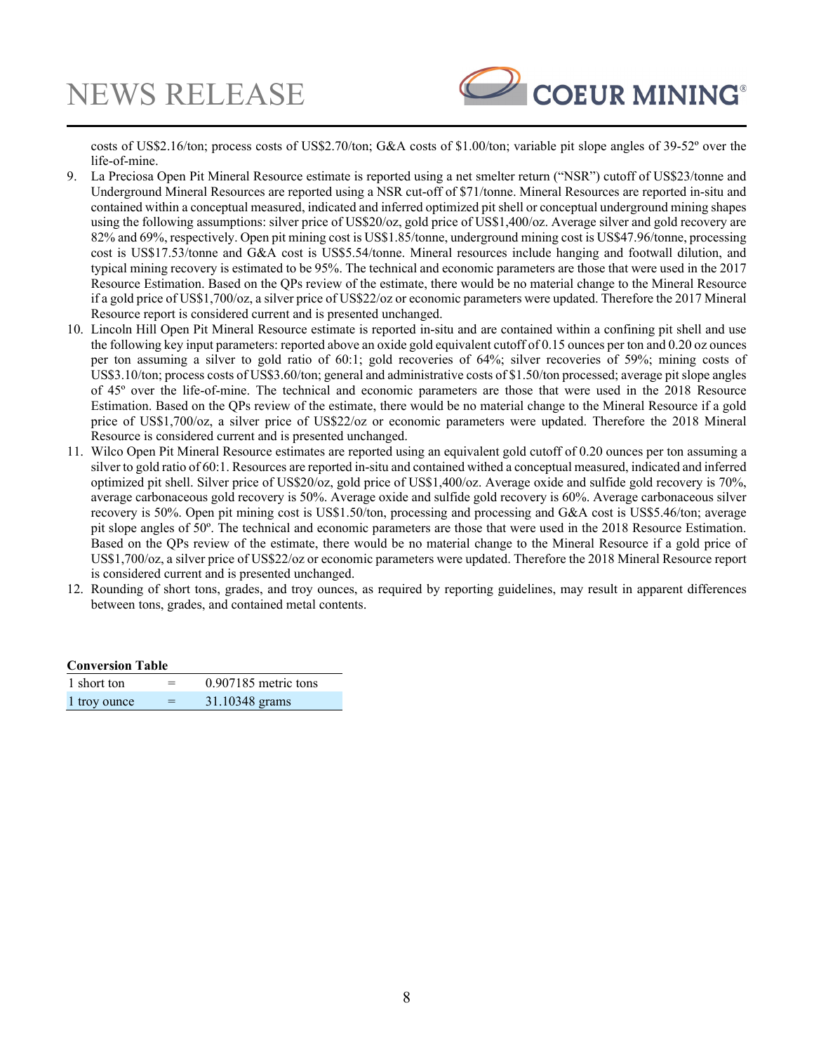costs of US$2.16/ton; process costs of US$2.70/ton; G&A costs of $1.00/ton; variable pit slope angles of 39-52º over the life-of-mine.

9. La Preciosa Open Pit Mineral Resource estimate is reported using a net smelter return ("NSR") cutoff of US$23/tonne and Underground Mineral Resources are reported using a NSR cut-off of $71/tonne. Mineral Resources are reported in-situ and contained within a conceptual measured, indicated and inferred optimized pit shell or conceptual underground mining shapes using the following assumptions: silver price of US$20/oz, gold price of US$1,400/oz. Average silver and gold recovery are 82% and 69%, respectively. Open pit mining cost is US$1.85/tonne, underground mining cost is US$47.96/tonne, processing cost is US$17.53/tonne and G&A cost is US$5.54/tonne. Mineral resources include hanging and footwall dilution, and typical mining recovery is estimated to be 95%. The technical and economic parameters are those that were used in the 2017 Resource Estimation. Based on the QPs review of the estimate, there would be no material change to the Mineral Resource if a gold price of US$1,700/oz, a silver price of US$22/oz or economic parameters were updated. Therefore the 2017 Mineral Resource report is considered current and is presented unchanged.
10. Lincoln Hill Open Pit Mineral Resource estimate is reported in-situ and are contained within a confining pit shell and use the following key input parameters: reported above an oxide gold equivalent cutoff of 0.15 ounces per ton and 0.20 oz ounces per ton assuming a silver to gold ratio of 60:1; gold recoveries of 64%; silver recoveries of 59%; mining costs of US$3.10/ton; process costs of US$3.60/ton; general and administrative costs of $1.50/ton processed; average pit slope angles of 45º over the life-of-mine. The technical and economic parameters are those that were used in the 2018 Resource Estimation. Based on the QPs review of the estimate, there would be no material change to the Mineral Resource if a gold price of US$1,700/oz, a silver price of US$22/oz or economic parameters were updated. Therefore the 2018 Mineral Resource is considered current and is presented unchanged.
11. Wilco Open Pit Mineral Resource estimates are reported using an equivalent gold cutoff of 0.20 ounces per ton assuming a silver to gold ratio of 60:1. Resources are reported in-situ and contained withed a conceptual measured, indicated and inferred optimized pit shell. Silver price of US$20/oz, gold price of US$1,400/oz. Average oxide and sulfide gold recovery is 70%, average carbonaceous gold recovery is 50%. Average oxide and sulfide gold recovery is 60%. Average carbonaceous silver recovery is 50%. Open pit mining cost is US$1.50/ton, processing and processing and G&A cost is US$5.46/ton; average pit slope angles of 50º. The technical and economic parameters are those that were used in the 2018 Resource Estimation. Based on the QPs review of the estimate, there would be no material change to the Mineral Resource if a gold price of US$1,700/oz, a silver price of US$22/oz or economic parameters were updated. Therefore the 2018 Mineral Resource report is considered current and is presented unchanged.
12. Rounding of short tons, grades, and troy ounces, as required by reporting guidelines, may result in apparent differences between tons, grades, and contained metal contents.

**Conversion Table**

| | | |
|---|---|---|
| 1 short ton | = | 0.907185 metric tons |
| 1 troy ounce | = | 31.10348 grams |